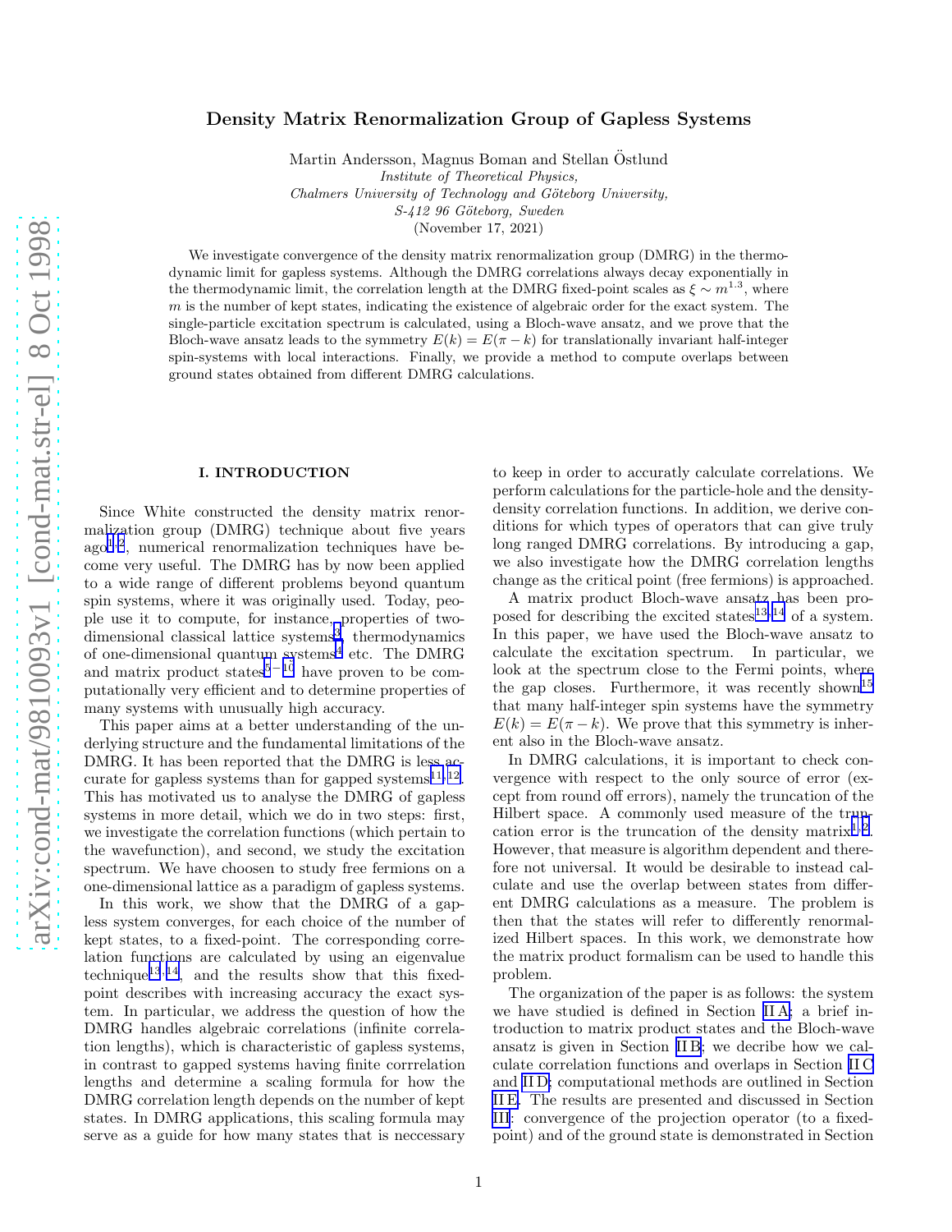# Density Matrix Renormalization Group of Gapless Systems

Martin Andersson, Magnus Boman and Stellan Östlund

*Institute of Theoretical Physics,*
*Chalmers University of Technology and Göteborg University,*
*S-412 96 Göteborg, Sweden*

(November 17, 2021)

We investigate convergence of the density matrix renormalization group (DMRG) in the thermodynamic limit for gapless systems. Although the DMRG correlations always decay exponentially in the thermodynamic limit, the correlation length at the DMRG fixed-point scales as $\xi \sim m^{1.3}$, where $m$ is the number of kept states, indicating the existence of algebraic order for the exact system. The single-particle excitation spectrum is calculated, using a Bloch-wave ansatz, and we prove that the Bloch-wave ansatz leads to the symmetry $E(k) = E(\pi - k)$ for translationally invariant half-integer spin-systems with local interactions. Finally, we provide a method to compute overlaps between ground states obtained from different DMRG calculations.

## I. INTRODUCTION

Since White constructed the density matrix renormalization group (DMRG) technique about five years ago[1,2], numerical renormalization techniques have become very useful. The DMRG has by now been applied to a wide range of different problems beyond quantum spin systems, where it was originally used. Today, people use it to compute, for instance, properties of two-dimensional classical lattice systems[3], thermodynamics of one-dimensional quantum systems[4] etc. The DMRG and matrix product states[5–10] have proven to be computationally very efficient and to determine properties of many systems with unusually high accuracy.

This paper aims at a better understanding of the underlying structure and the fundamental limitations of the DMRG. It has been reported that the DMRG is less accurate for gapless systems than for gapped systems[11,12]. This has motivated us to analyse the DMRG of gapless systems in more detail, which we do in two steps: first, we investigate the correlation functions (which pertain to the wavefunction), and second, we study the excitation spectrum. We have choosen to study free fermions on a one-dimensional lattice as a paradigm of gapless systems.

In this work, we show that the DMRG of a gapless system converges, for each choice of the number of kept states, to a fixed-point. The corresponding correlation functions are calculated by using an eigenvalue technique[13,14], and the results show that this fixed-point describes with increasing accuracy the exact system. In particular, we address the question of how the DMRG handles algebraic correlations (infinite correlation lengths), which is characteristic of gapless systems, in contrast to gapped systems having finite corrrelation lengths and determine a scaling formula for how the DMRG correlation length depends on the number of kept states. In DMRG applications, this scaling formula may serve as a guide for how many states that is neccessary to keep in order to accuratly calculate correlations. We perform calculations for the particle-hole and the density-density correlation functions. In addition, we derive conditions for which types of operators that can give truly long ranged DMRG correlations. By introducing a gap, we also investigate how the DMRG correlation lengths change as the critical point (free fermions) is approached.

A matrix product Bloch-wave ansatz has been proposed for describing the excited states[13,14] of a system. In this paper, we have used the Bloch-wave ansatz to calculate the excitation spectrum. In particular, we look at the spectrum close to the Fermi points, where the gap closes. Furthermore, it was recently shown[15] that many half-integer spin systems have the symmetry $E(k) = E(\pi - k)$. We prove that this symmetry is inherent also in the Bloch-wave ansatz.

In DMRG calculations, it is important to check convergence with respect to the only source of error (except from round off errors), namely the truncation of the Hilbert space. A commonly used measure of the truncation error is the truncation of the density matrix[1,2]. However, that measure is algorithm dependent and therefore not universal. It would be desirable to instead calculate and use the overlap between states from different DMRG calculations as a measure. The problem is then that the states will refer to differently renormalized Hilbert spaces. In this work, we demonstrate how the matrix product formalism can be used to handle this problem.

The organization of the paper is as follows: the system we have studied is defined in Section II A; a brief introduction to matrix product states and the Bloch-wave ansatz is given in Section II B; we decribe how we calculate correlation functions and overlaps in Section II C and II D; computational methods are outlined in Section II E. The results are presented and discussed in Section III: convergence of the projection operator (to a fixed-point) and of the ground state is demonstrated in Section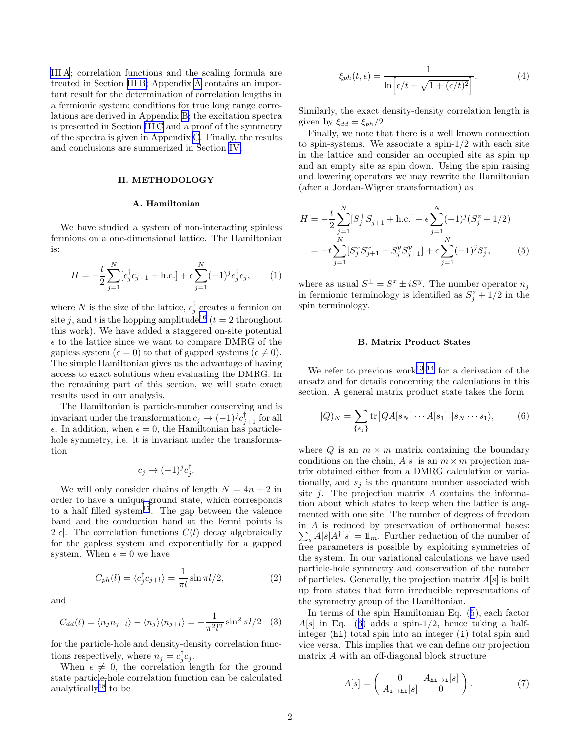III A; correlation functions and the scaling formula are treated in Section III B; Appendix A contains an important result for the determination of correlation lengths in a fermionic system; conditions for true long range correlations are derived in Appendix B; the excitation spectra is presented in Section III C and a proof of the symmetry of the spectra is given in Appendix C. Finally, the results and conclusions are summerized in Section IV.

## II. METHODOLOGY

### A. Hamiltonian

We have studied a system of non-interacting spinless fermions on a one-dimensional lattice. The Hamiltonian is:

$$H = -\frac{t}{2}\sum_{j=1}^{N}[c_j^\dagger c_{j+1} + \text{h.c.}] + \epsilon\sum_{j=1}^{N}(-1)^j c_j^\dagger c_j, \tag{1}$$

where $N$ is the size of the lattice, $c_j^\dagger$ creates a fermion on site $j$, and $t$ is the hopping amplitude[16] ($t = 2$ throughout this work). We have added a staggered on-site potential $\epsilon$ to the lattice since we want to compare DMRG of the gapless system ($\epsilon = 0$) to that of gapped systems ($\epsilon \neq 0$). The simple Hamiltonian gives us the advantage of having access to exact solutions when evaluating the DMRG. In the remaining part of this section, we will state exact results used in our analysis.

The Hamiltonian is particle-number conserving and is invariant under the transformation $c_j \to (-1)^j c_{j+1}^\dagger$ for all $\epsilon$. In addition, when $\epsilon = 0$, the Hamiltonian has particle-hole symmetry, i.e. it is invariant under the transformation

$$c_j \to (-1)^j c_j^\dagger.$$

We will only consider chains of length $N = 4n + 2$ in order to have a unique ground state, which corresponds to a half filled system[17]. The gap between the valence band and the conduction band at the Fermi points is $2|\epsilon|$. The correlation functions $C(l)$ decay algebraically for the gapless system and exponentially for a gapped system. When $\epsilon = 0$ we have

$$C_{ph}(l) = \langle c_j^\dagger c_{j+l}\rangle = \frac{1}{\pi l}\sin \pi l/2, \tag{2}$$

and

$$C_{dd}(l) = \langle n_j n_{j+l}\rangle - \langle n_j\rangle\langle n_{j+l}\rangle = -\frac{1}{\pi^2 l^2}\sin^2 \pi l/2 \tag{3}$$

for the particle-hole and density-density correlation functions respectively, where $n_j = c_j^\dagger c_j$.

When $\epsilon \neq 0$, the correlation length for the ground state particle-hole correlation function can be calculated analytically[18] to be

$$\xi_{ph}(t,\epsilon) = \frac{1}{\ln\left[\epsilon/t + \sqrt{1 + (\epsilon/t)^2}\right]}. \tag{4}$$

Similarly, the exact density-density correlation length is given by $\xi_{dd} = \xi_{ph}/2$.

Finally, we note that there is a well known connection to spin-systems. We associate a spin-1/2 with each site in the lattice and consider an occupied site as spin up and an empty site as spin down. Using the spin raising and lowering operators we may rewrite the Hamiltonian (after a Jordan-Wigner transformation) as

$$\begin{aligned} H &= -\frac{t}{2}\sum_{j=1}^{N}[S_j^+ S_{j+1}^- + \text{h.c.}] + \epsilon\sum_{j=1}^{N}(-1)^j(S_j^z + 1/2) \\ &= -t\sum_{j=1}^{N}[S_j^x S_{j+1}^x + S_j^y S_{j+1}^y] + \epsilon\sum_{j=1}^{N}(-1)^j S_j^z, \end{aligned} \tag{5}$$

where as usual $S^\pm = S^x \pm iS^y$. The number operator $n_j$ in fermionic terminology is identified as $S_j^z + 1/2$ in the spin terminology.

### B. Matrix Product States

We refer to previous work[13,14] for a derivation of the ansatz and for details concerning the calculations in this section. A general matrix product state takes the form

$$|Q)_N = \sum_{\{s_j\}} \text{tr}\big[QA[s_N]\cdots A[s_1]\big]|s_N\cdots s_1\rangle, \tag{6}$$

where $Q$ is an $m \times m$ matrix containing the boundary conditions on the chain, $A[s]$ is an $m \times m$ projection matrix obtained either from a DMRG calculation or variationally, and $s_j$ is the quantum number associated with site $j$. The projection matrix $A$ contains the information about which states to keep when the lattice is augmented with one site. The number of degrees of freedom in $A$ is reduced by preservation of orthonormal bases: $\sum_s A[s]A^\dagger[s] = \mathbb{1}_m$. Further reduction of the number of free parameters is possible by exploiting symmetries of the system. In our variational calculations we have used particle-hole symmetry and conservation of the number of particles. Generally, the projection matrix $A[s]$ is built up from states that form irreducible representations of the symmetry group of the Hamiltonian.

In terms of the spin Hamiltonian Eq. (5), each factor $A[s]$ in Eq. (6) adds a spin-1/2, hence taking a half-integer (`hi`) total spin into an integer (`i`) total spin and vice versa. This implies that we can define our projection matrix $A$ with an off-diagonal block structure

$$A[s] = \begin{pmatrix} 0 & A_{\texttt{hi}\to\texttt{i}}[s] \\ A_{\texttt{i}\to\texttt{hi}}[s] & 0 \end{pmatrix}. \tag{7}$$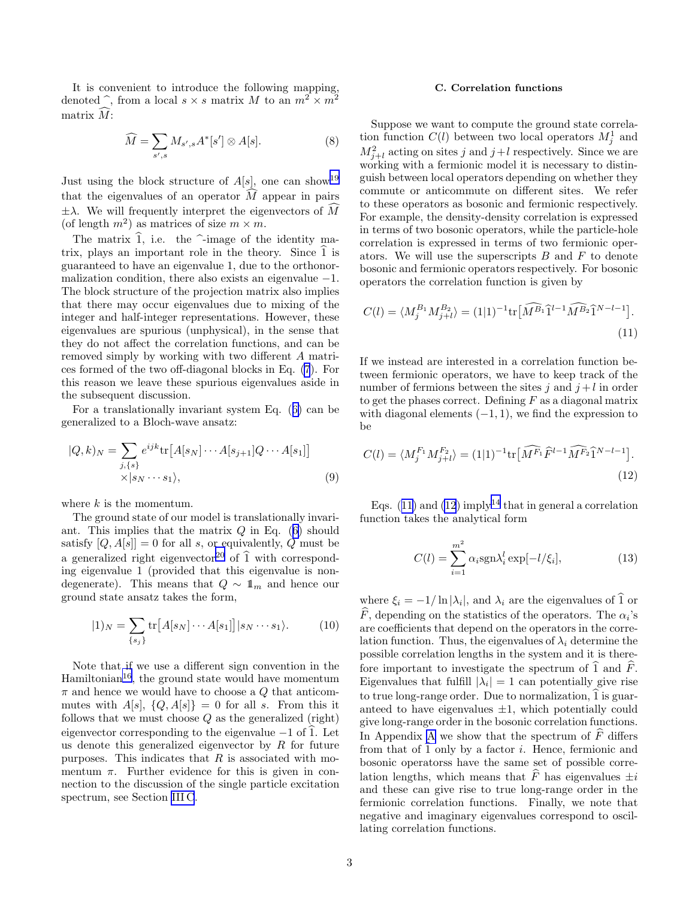It is convenient to introduce the following mapping, denoted $\widehat{\ }$, from a local $s \times s$ matrix $M$ to an $m^2 \times m^2$ matrix $\widehat{M}$:

$$\widehat{M} = \sum_{s',s} M_{s',s} A^*[s'] \otimes A[s]. \tag{8}$$

Just using the block structure of $A[s]$, one can show[19] that the eigenvalues of an operator $\widehat{M}$ appear in pairs $\pm\lambda$. We will frequently interpret the eigenvectors of $\widehat{M}$ (of length $m^2$) as matrices of size $m \times m$.

The matrix $\widehat{1}$, i.e. the $\widehat{\ }$-image of the identity matrix, plays an important role in the theory. Since $\widehat{1}$ is guaranteed to have an eigenvalue 1, due to the orthonormalization condition, there also exists an eigenvalue $-1$. The block structure of the projection matrix also implies that there may occur eigenvalues due to mixing of the integer and half-integer representations. However, these eigenvalues are spurious (unphysical), in the sense that they do not affect the correlation functions, and can be removed simply by working with two different $A$ matrices formed of the two off-diagonal blocks in Eq. (7). For this reason we leave these spurious eigenvalues aside in the subsequent discussion.

For a translationally invariant system Eq. (6) can be generalized to a Bloch-wave ansatz:

$$|Q,k)_N = \sum_{j,\{s\}} e^{ijk} \mathrm{tr}\big[A[s_N] \cdots A[s_{j+1}] Q \cdots A[s_1]\big] \times |s_N \cdots s_1\rangle, \tag{9}$$

where $k$ is the momentum.

The ground state of our model is translationally invariant. This implies that the matrix $Q$ in Eq. (6) should satisfy $[Q, A[s]] = 0$ for all $s$, or equivalently, $Q$ must be a generalized right eigenvector[20] of $\widehat{1}$ with corresponding eigenvalue 1 (provided that this eigenvalue is non-degenerate). This means that $Q \sim \mathbb{1}_m$ and hence our ground state ansatz takes the form,

$$|1)_N = \sum_{\{s_j\}} \mathrm{tr}\big[A[s_N] \cdots A[s_1]\big] |s_N \cdots s_1\rangle. \tag{10}$$

Note that if we use a different sign convention in the Hamiltonian[16], the ground state would have momentum $\pi$ and hence we would have to choose a $Q$ that anticommutes with $A[s]$, $\{Q, A[s]\} = 0$ for all $s$. From this it follows that we must choose $Q$ as the generalized (right) eigenvector corresponding to the eigenvalue $-1$ of $\widehat{1}$. Let us denote this generalized eigenvector by $R$ for future purposes. This indicates that $R$ is associated with momentum $\pi$. Further evidence for this is given in connection to the discussion of the single particle excitation spectrum, see Section III C.

### C. Correlation functions

Suppose we want to compute the ground state correlation function $C(l)$ between two local operators $M^1_j$ and $M^2_{j+l}$ acting on sites $j$ and $j+l$ respectively. Since we are working with a fermionic model it is necessary to distinguish between local operators depending on whether they commute or anticommute on different sites. We refer to these operators as bosonic and fermionic respectively. For example, the density-density correlation is expressed in terms of two bosonic operators, while the particle-hole correlation is expressed in terms of two fermionic operators. We will use the superscripts $B$ and $F$ to denote bosonic and fermionic operators respectively. For bosonic operators the correlation function is given by

$$C(l) = \langle M^{B_1}_j M^{B_2}_{j+l} \rangle = (1|1)^{-1} \mathrm{tr}\big[\widehat{M^{B_1}}\, \widehat{1}^{l-1}\, \widehat{M^{B_2}}\, \widehat{1}^{N-l-1}\big]. \tag{11}$$

If we instead are interested in a correlation function between fermionic operators, we have to keep track of the number of fermions between the sites $j$ and $j+l$ in order to get the phases correct. Defining $F$ as a diagonal matrix with diagonal elements $(-1, 1)$, we find the expression to be

$$C(l) = \langle M^{F_1}_j M^{F_2}_{j+l} \rangle = (1|1)^{-1} \mathrm{tr}\big[\widehat{M^{F_1}}\, \widehat{F}^{l-1}\, \widehat{M^{F_2}}\, \widehat{1}^{N-l-1}\big]. \tag{12}$$

Eqs. (11) and (12) imply[14] that in general a correlation function takes the analytical form

$$C(l) = \sum_{i=1}^{m^2} \alpha_i \mathrm{sgn}\lambda_i^l \exp[-l/\xi_i], \tag{13}$$

where $\xi_i = -1/\ln|\lambda_i|$, and $\lambda_i$ are the eigenvalues of $\widehat{1}$ or $\widehat{F}$, depending on the statistics of the operators. The $\alpha_i$'s are coefficients that depend on the operators in the correlation function. Thus, the eigenvalues of $\lambda_i$ determine the possible correlation lengths in the system and it is therefore important to investigate the spectrum of $\widehat{1}$ and $\widehat{F}$. Eigenvalues that fulfill $|\lambda_i| = 1$ can potentially give rise to true long-range order. Due to normalization, $\widehat{1}$ is guaranteed to have eigenvalues $\pm 1$, which potentially could give long-range order in the bosonic correlation functions. In Appendix A we show that the spectrum of $\widehat{F}$ differs from that of $\widehat{1}$ only by a factor $i$. Hence, fermionic and bosonic operatorss have the same set of possible correlation lengths, which means that $\widehat{F}$ has eigenvalues $\pm i$ and these can give rise to true long-range order in the fermionic correlation functions. Finally, we note that negative and imaginary eigenvalues correspond to oscillating correlation functions.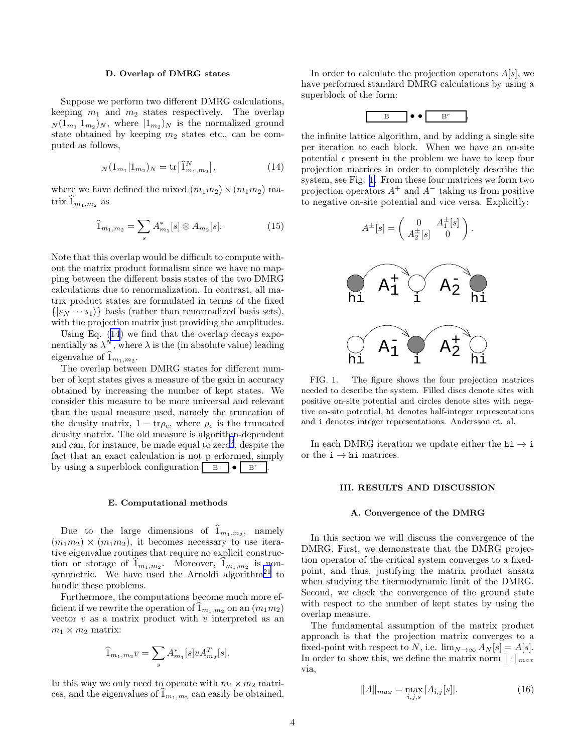### D. Overlap of DMRG states

Suppose we perform two different DMRG calculations, keeping $m_1$ and $m_2$ states respectively. The overlap ${}_N(1_{m_1}|1_{m_2})_N$, where $|1_{m_2})_N$ is the normalized ground state obtained by keeping $m_2$ states etc., can be computed as follows,

$$ {}_N(1_{m_1}|1_{m_2})_N = \mathrm{tr}\big[\widehat{1}^N_{m_1,m_2}\big], \tag{14}$$

where we have defined the mixed $(m_1m_2)\times(m_1m_2)$ matrix $\widehat{1}_{m_1,m_2}$ as

$$ \widehat{1}_{m_1,m_2} = \sum_s A^*_{m_1}[s]\otimes A_{m_2}[s]. \tag{15}$$

Note that this overlap would be difficult to compute without the matrix product formalism since we have no mapping between the different basis states of the two DMRG calculations due to renormalization. In contrast, all matrix product states are formulated in terms of the fixed $\{|s_N\cdots s_1\rangle\}$ basis (rather than renormalized basis sets), with the projection matrix just providing the amplitudes.

Using Eq. (14) we find that the overlap decays exponentially as $\lambda^N$, where $\lambda$ is the (in absolute value) leading eigenvalue of $\widehat{1}_{m_1,m_2}$.

The overlap between DMRG states for different number of kept states gives a measure of the gain in accuracy obtained by increasing the number of kept states. We consider this measure to be more universal and relevant than the usual measure used, namely the truncation of the density matrix, $1-\mathrm{tr}\rho_e$, where $\rho_e$ is the truncated density matrix. The old measure is algorithm-dependent and can, for instance, be made equal to zero[2], despite the fact that an exact calculation is not p erformed, simply by using a superblock configuration [B] • [B$^r$].

### E. Computational methods

Due to the large dimensions of $\widehat{1}_{m_1,m_2}$, namely $(m_1m_2)\times(m_1m_2)$, it becomes necessary to use iterative eigenvalue routines that require no explicit construction or storage of $\widehat{1}_{m_1,m_2}$. Moreover, $\widehat{1}_{m_1,m_2}$ is non-symmetric. We have used the Arnoldi algorithm[21] to handle these problems.

Furthermore, the computations become much more efficient if we rewrite the operation of $\widehat{1}_{m_1,m_2}$ on an $(m_1m_2)$ vector $v$ as a matrix product with $v$ interpreted as an $m_1\times m_2$ matrix:

$$ \widehat{1}_{m_1,m_2}v = \sum_s A^*_{m_1}[s]vA^T_{m_2}[s]. $$

In this way we only need to operate with $m_1\times m_2$ matrices, and the eigenvalues of $\widehat{1}_{m_1,m_2}$ can easily be obtained.

In order to calculate the projection operators $A[s]$, we have performed standard DMRG calculations by using a superblock of the form:

[B] • • [B$^r$],

the infinite lattice algorithm, and by adding a single site per iteration to each block. When we have an on-site potential $\epsilon$ present in the problem we have to keep four projection matrices in order to completely describe the system, see Fig. 1. From these four matrices we form two projection operators $A^+$ and $A^-$ taking us from positive to negative on-site potential and vice versa. Explicitly:

$$ A^{\pm}[s] = \begin{pmatrix} 0 & A_1^{\pm}[s] \\ A_2^{\pm}[s] & 0 \end{pmatrix}. $$

FIG. 1. The figure shows the four projection matrices needed to describe the system. Filled discs denote sites with positive on-site potential and circles denote sites with negative on-site potential, `hi` denotes half-integer representations and `i` denotes integer representations. Andersson et. al.

In each DMRG iteration we update either the `hi` $\to$ `i` or the `i` $\to$ `hi` matrices.

## III. RESULTS AND DISCUSSION

### A. Convergence of the DMRG

In this section we will discuss the convergence of the DMRG. First, we demonstrate that the DMRG projection operator of the critical system converges to a fixed-point, and thus, justifying the matrix product ansatz when studying the thermodynamic limit of the DMRG. Second, we check the convergence of the ground state with respect to the number of kept states by using the overlap measure.

The fundamental assumption of the matrix product approach is that the projection matrix converges to a fixed-point with respect to $N$, i.e. $\lim_{N\to\infty} A_N[s] = A[s]$. In order to show this, we define the matrix norm $\|\cdot\|_{max}$ via,

$$ \|A\|_{max} = \max_{i,j,s} |A_{i,j}[s]|. \tag{16}$$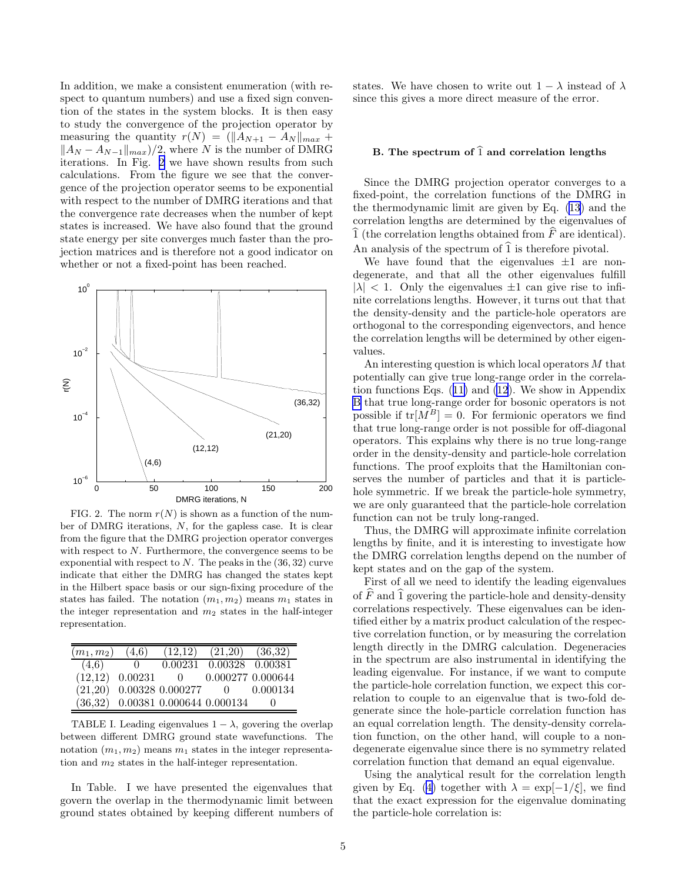In addition, we make a consistent enumeration (with respect to quantum numbers) and use a fixed sign convention of the states in the system blocks. It is then easy to study the convergence of the projection operator by measuring the quantity $r(N) = (\|A_{N+1} - A_N\|_{max} + \|A_N - A_{N-1}\|_{max})/2$, where $N$ is the number of DMRG iterations. In Fig. 2 we have shown results from such calculations. From the figure we see that the convergence of the projection operator seems to be exponential with respect to the number of DMRG iterations and that the convergence rate decreases when the number of kept states is increased. We have also found that the ground state energy per site converges much faster than the projection matrices and is therefore not a good indicator on whether or not a fixed-point has been reached.

FIG. 2. The norm $r(N)$ is shown as a function of the number of DMRG iterations, $N$, for the gapless case. It is clear from the figure that the DMRG projection operator converges with respect to $N$. Furthermore, the convergence seems to be exponential with respect to $N$. The peaks in the $(36, 32)$ curve indicate that either the DMRG has changed the states kept in the Hilbert space basis or our sign-fixing procedure of the states has failed. The notation $(m_1, m_2)$ means $m_1$ states in the integer representation and $m_2$ states in the half-integer representation.

| $(m_1, m_2)$ | (4,6) | (12,12) | (21,20) | (36,32) |
|---|---|---|---|---|
| (4,6) | 0 | 0.00231 | 0.00328 | 0.00381 |
| (12,12) | 0.00231 | 0 | 0.000277 | 0.000644 |
| (21,20) | 0.00328 | 0.000277 | 0 | 0.000134 |
| (36,32) | 0.00381 | 0.000644 | 0.000134 | 0 |

TABLE I. Leading eigenvalues $1 - \lambda$, govering the overlap between different DMRG ground state wavefunctions. The notation $(m_1, m_2)$ means $m_1$ states in the integer representation and $m_2$ states in the half-integer representation.

In Table. I we have presented the eigenvalues that govern the overlap in the thermodynamic limit between ground states obtained by keeping different numbers of states. We have chosen to write out $1 - \lambda$ instead of $\lambda$ since this gives a more direct measure of the error.

### B. The spectrum of $\widehat{1}$ and correlation lengths

Since the DMRG projection operator converges to a fixed-point, the correlation functions of the DMRG in the thermodynamic limit are given by Eq. (13) and the correlation lengths are determined by the eigenvalues of $\widehat{1}$ (the correlation lengths obtained from $\widehat{F}$ are identical). An analysis of the spectrum of $\widehat{1}$ is therefore pivotal.

We have found that the eigenvalues $\pm 1$ are non-degenerate, and that all the other eigenvalues fulfill $|\lambda| < 1$. Only the eigenvalues $\pm 1$ can give rise to infinite correlations lengths. However, it turns out that the density-density and the particle-hole operators are orthogonal to the corresponding eigenvectors, and hence the correlation lengths will be determined by other eigenvalues.

An interesting question is which local operators $M$ that potentially can give true long-range order in the correlation functions Eqs. (11) and (12). We show in Appendix B that true long-range order for bosonic operators is not possible if $\mathrm{tr}[M^B] = 0$. For fermionic operators we find that true long-range order is not possible for off-diagonal operators. This explains why there is no true long-range order in the density-density and particle-hole correlation functions. The proof exploits that the Hamiltonian conserves the number of particles and that it is particle-hole symmetric. If we break the particle-hole symmetry, we are only guaranteed that the particle-hole correlation function can not be truly long-ranged.

Thus, the DMRG will approximate infinite correlation lengths by finite, and it is interesting to investigate how the DMRG correlation lengths depend on the number of kept states and on the gap of the system.

First of all we need to identify the leading eigenvalues of $\widehat{F}$ and $\widehat{1}$ govering the particle-hole and density-density correlations respectively. These eigenvalues can be identified either by a matrix product calculation of the respective correlation function, or by measuring the correlation length directly in the DMRG calculation. Degeneracies in the spectrum are also instrumental in identifying the leading eigenvalue. For instance, if we want to compute the particle-hole correlation function, we expect this correlation to couple to an eigenvalue that is two-fold degenerate since the hole-particle correlation function has an equal correlation length. The density-density correlation function, on the other hand, will couple to a non-degenerate eigenvalue since there is no symmetry related correlation function that demand an equal eigenvalue.

Using the analytical result for the correlation length given by Eq. (4) together with $\lambda = \exp[-1/\xi]$, we find that the exact expression for the eigenvalue dominating the particle-hole correlation is: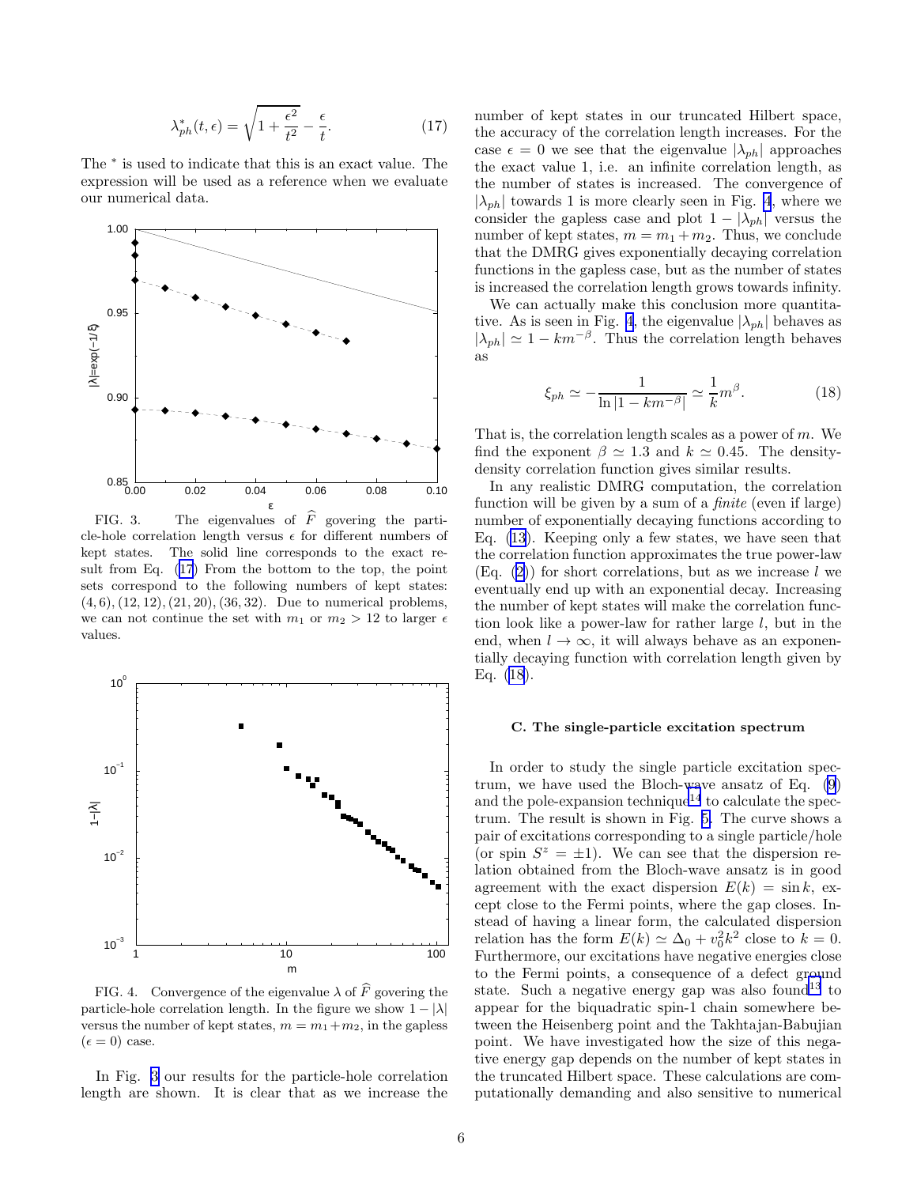$$\lambda_{ph}^*(t,\epsilon) = \sqrt{1+\frac{\epsilon^2}{t^2}} - \frac{\epsilon}{t}. \quad (17)$$

The $^*$ is used to indicate that this is an exact value. The expression will be used as a reference when we evaluate our numerical data.

FIG. 3. The eigenvalues of $\widehat{F}$ govering the particle-hole correlation length versus $\epsilon$ for different numbers of kept states. The solid line corresponds to the exact result from Eq. (17) From the bottom to the top, the point sets correspond to the following numbers of kept states: $(4,6),(12,12),(21,20),(36,32)$. Due to numerical problems, we can not continue the set with $m_1$ or $m_2 > 12$ to larger $\epsilon$ values.

FIG. 4. Convergence of the eigenvalue $\lambda$ of $\widehat{F}$ govering the particle-hole correlation length. In the figure we show $1-|\lambda|$ versus the number of kept states, $m = m_1 + m_2$, in the gapless ($\epsilon = 0$) case.

In Fig. 3 our results for the particle-hole correlation length are shown. It is clear that as we increase the number of kept states in our truncated Hilbert space, the accuracy of the correlation length increases. For the case $\epsilon = 0$ we see that the eigenvalue $|\lambda_{ph}|$ approaches the exact value 1, i.e. an infinite correlation length, as the number of states is increased. The convergence of $|\lambda_{ph}|$ towards 1 is more clearly seen in Fig. 4, where we consider the gapless case and plot $1-|\lambda_{ph}|$ versus the number of kept states, $m = m_1 + m_2$. Thus, we conclude that the DMRG gives exponentially decaying correlation functions in the gapless case, but as the number of states is increased the correlation length grows towards infinity.

We can actually make this conclusion more quantitative. As is seen in Fig. 4, the eigenvalue $|\lambda_{ph}|$ behaves as $|\lambda_{ph}| \simeq 1 - km^{-\beta}$. Thus the correlation length behaves as

$$\xi_{ph} \simeq -\frac{1}{\ln|1-km^{-\beta}|} \simeq \frac{1}{k}m^{\beta}. \quad (18)$$

That is, the correlation length scales as a power of $m$. We find the exponent $\beta \simeq 1.3$ and $k \simeq 0.45$. The density-density correlation function gives similar results.

In any realistic DMRG computation, the correlation function will be given by a sum of a *finite* (even if large) number of exponentially decaying functions according to Eq. (13). Keeping only a few states, we have seen that the correlation function approximates the true power-law (Eq. (2)) for short correlations, but as we increase $l$ we eventually end up with an exponential decay. Increasing the number of kept states will make the correlation function look like a power-law for rather large $l$, but in the end, when $l \to \infty$, it will always behave as an exponentially decaying function with correlation length given by Eq. (18).

### C. The single-particle excitation spectrum

In order to study the single particle excitation spectrum, we have used the Bloch-wave ansatz of Eq. (9) and the pole-expansion technique[14] to calculate the spectrum. The result is shown in Fig. 5. The curve shows a pair of excitations corresponding to a single particle/hole (or spin $S^z = \pm 1$). We can see that the dispersion relation obtained from the Bloch-wave ansatz is in good agreement with the exact dispersion $E(k) = \sin k$, except close to the Fermi points, where the gap closes. Instead of having a linear form, the calculated dispersion relation has the form $E(k) \simeq \Delta_0 + v_0^2 k^2$ close to $k = 0$. Furthermore, our excitations have negative energies close to the Fermi points, a consequence of a defect ground state. Such a negative energy gap was also found[13] to appear for the biquadratic spin-1 chain somewhere between the Heisenberg point and the Takhtajan-Babujian point. We have investigated how the size of this negative energy gap depends on the number of kept states in the truncated Hilbert space. These calculations are computationally demanding and also sensitive to numerical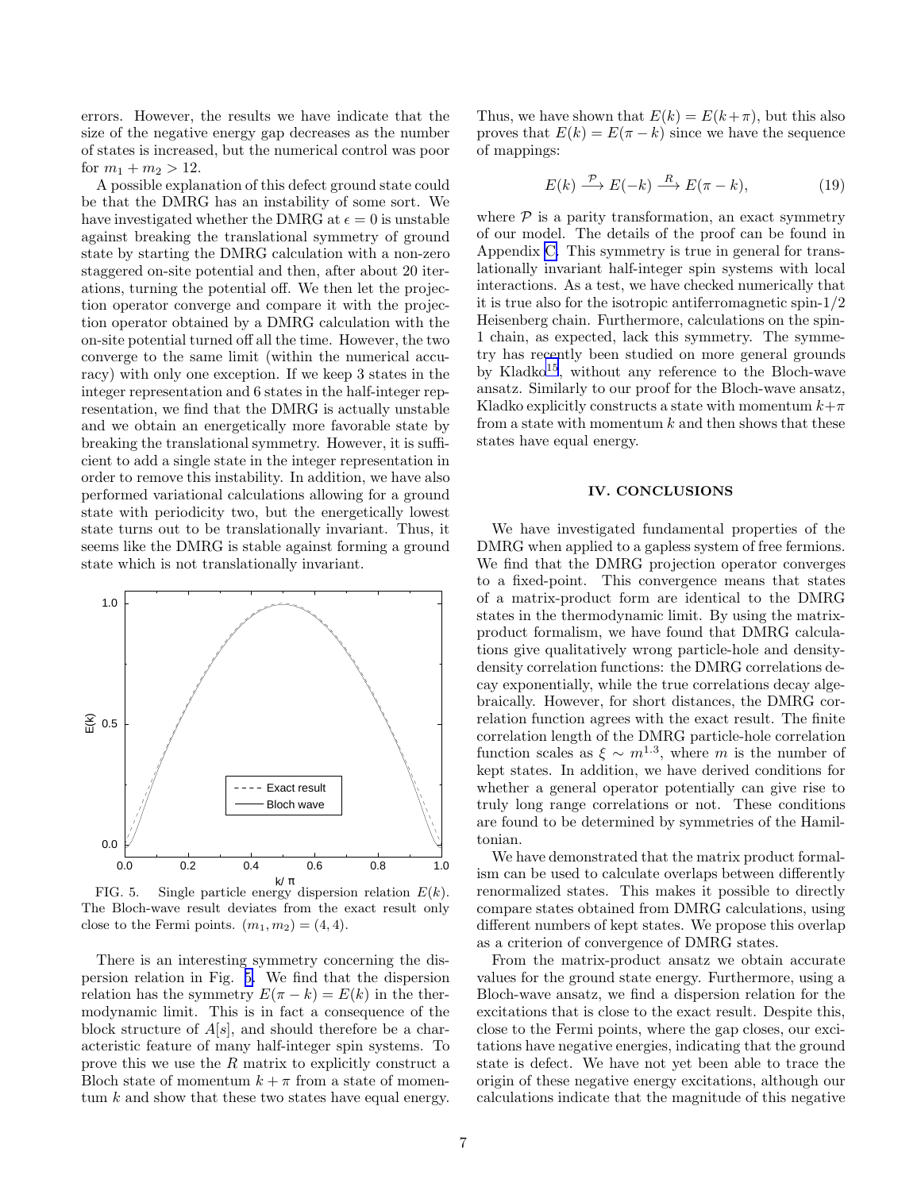errors. However, the results we have indicate that the size of the negative energy gap decreases as the number of states is increased, but the numerical control was poor for $m_1 + m_2 > 12$.

A possible explanation of this defect ground state could be that the DMRG has an instability of some sort. We have investigated whether the DMRG at $\epsilon = 0$ is unstable against breaking the translational symmetry of ground state by starting the DMRG calculation with a non-zero staggered on-site potential and then, after about 20 iterations, turning the potential off. We then let the projection operator converge and compare it with the projection operator obtained by a DMRG calculation with the on-site potential turned off all the time. However, the two converge to the same limit (within the numerical accuracy) with only one exception. If we keep 3 states in the integer representation and 6 states in the half-integer representation, we find that the DMRG is actually unstable and we obtain an energetically more favorable state by breaking the translational symmetry. However, it is sufficient to add a single state in the integer representation in order to remove this instability. In addition, we have also performed variational calculations allowing for a ground state with periodicity two, but the energetically lowest state turns out to be translationally invariant. Thus, it seems like the DMRG is stable against forming a ground state which is not translationally invariant.

FIG. 5. Single particle energy dispersion relation $E(k)$. The Bloch-wave result deviates from the exact result only close to the Fermi points. $(m_1, m_2) = (4, 4)$.

There is an interesting symmetry concerning the dispersion relation in Fig. 5. We find that the dispersion relation has the symmetry $E(\pi - k) = E(k)$ in the thermodynamic limit. This is in fact a consequence of the block structure of $A[s]$, and should therefore be a characteristic feature of many half-integer spin systems. To prove this we use the $R$ matrix to explicitly construct a Bloch state of momentum $k + \pi$ from a state of momentum $k$ and show that these two states have equal energy. Thus, we have shown that $E(k) = E(k+\pi)$, but this also proves that $E(k) = E(\pi - k)$ since we have the sequence of mappings:

$$E(k) \xrightarrow{\mathcal{P}} E(-k) \xrightarrow{R} E(\pi - k), \tag{19}$$

where $\mathcal{P}$ is a parity transformation, an exact symmetry of our model. The details of the proof can be found in Appendix C. This symmetry is true in general for translationally invariant half-integer spin systems with local interactions. As a test, we have checked numerically that it is true also for the isotropic antiferromagnetic spin-1/2 Heisenberg chain. Furthermore, calculations on the spin-1 chain, as expected, lack this symmetry. The symmetry has recently been studied on more general grounds by Kladko[15], without any reference to the Bloch-wave ansatz. Similarly to our proof for the Bloch-wave ansatz, Kladko explicitly constructs a state with momentum $k+\pi$ from a state with momentum $k$ and then shows that these states have equal energy.

## IV. CONCLUSIONS

We have investigated fundamental properties of the DMRG when applied to a gapless system of free fermions. We find that the DMRG projection operator converges to a fixed-point. This convergence means that states of a matrix-product form are identical to the DMRG states in the thermodynamic limit. By using the matrix-product formalism, we have found that DMRG calculations give qualitatively wrong particle-hole and density-density correlation functions: the DMRG correlations decay exponentially, while the true correlations decay algebraically. However, for short distances, the DMRG correlation function agrees with the exact result. The finite correlation length of the DMRG particle-hole correlation function scales as $\xi \sim m^{1.3}$, where $m$ is the number of kept states. In addition, we have derived conditions for whether a general operator potentially can give rise to truly long range correlations or not. These conditions are found to be determined by symmetries of the Hamiltonian.

We have demonstrated that the matrix product formalism can be used to calculate overlaps between differently renormalized states. This makes it possible to directly compare states obtained from DMRG calculations, using different numbers of kept states. We propose this overlap as a criterion of convergence of DMRG states.

From the matrix-product ansatz we obtain accurate values for the ground state energy. Furthermore, using a Bloch-wave ansatz, we find a dispersion relation for the excitations that is close to the exact result. Despite this, close to the Fermi points, where the gap closes, our excitations have negative energies, indicating that the ground state is defect. We have not yet been able to trace the origin of these negative energy excitations, although our calculations indicate that the magnitude of this negative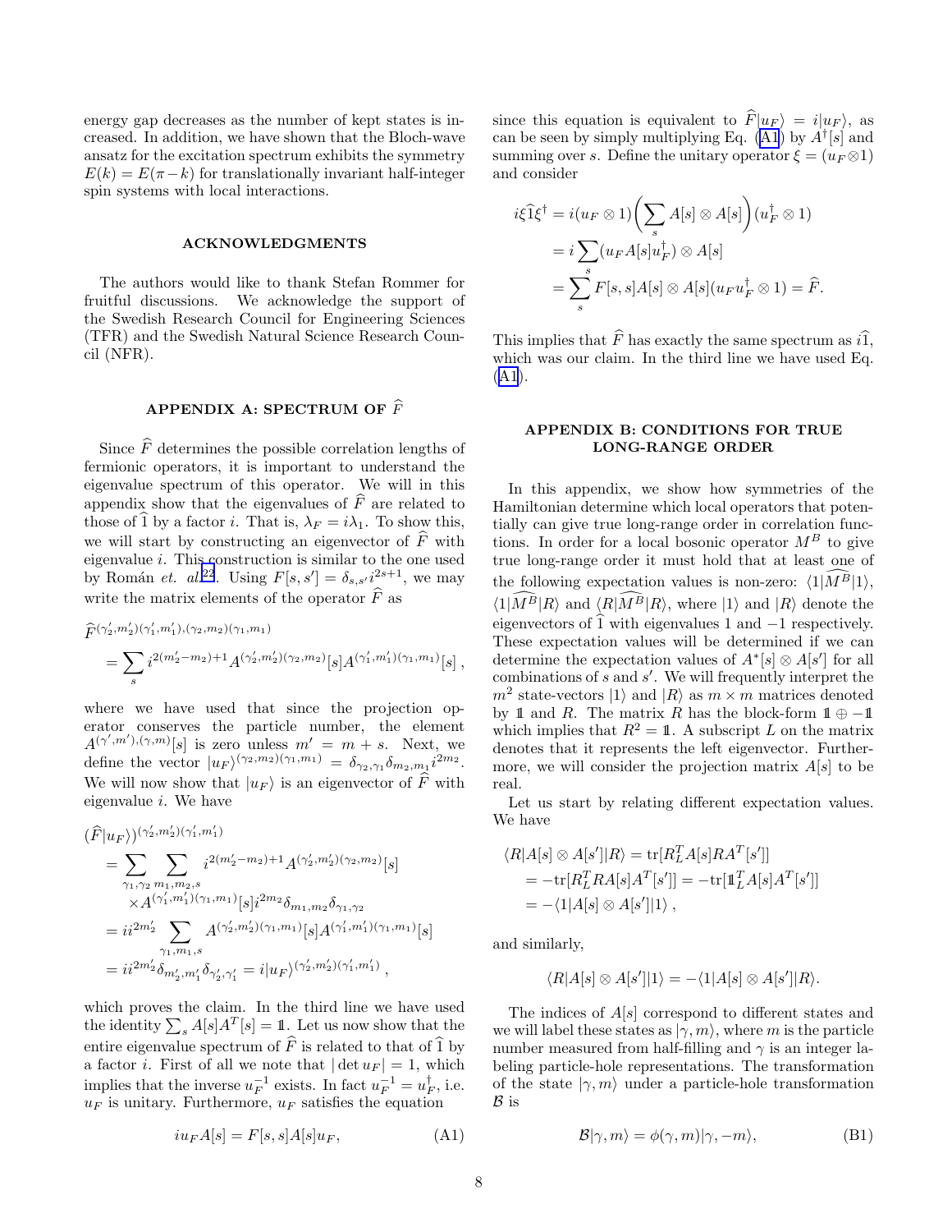energy gap decreases as the number of kept states is increased. In addition, we have shown that the Bloch-wave ansatz for the excitation spectrum exhibits the symmetry $E(k) = E(\pi - k)$ for translationally invariant half-integer spin systems with local interactions.

## ACKNOWLEDGMENTS

The authors would like to thank Stefan Rommer for fruitful discussions. We acknowledge the support of the Swedish Research Council for Engineering Sciences (TFR) and the Swedish Natural Science Research Council (NFR).

## APPENDIX A: SPECTRUM OF $\widehat{F}$

Since $\widehat{F}$ determines the possible correlation lengths of fermionic operators, it is important to understand the eigenvalue spectrum of this operator. We will in this appendix show that the eigenvalues of $\widehat{F}$ are related to those of $\widehat{1}$ by a factor $i$. That is, $\lambda_F = i\lambda_1$. To show this, we will start by constructing an eigenvector of $\widehat{F}$ with eigenvalue $i$. This construction is similar to the one used by Román *et. al.*[22]. Using $F[s,s'] = \delta_{s,s'} i^{2s+1}$, we may write the matrix elements of the operator $\widehat{F}$ as

$$
\begin{aligned}
&\widehat{F}^{(\gamma_2',m_2')(\gamma_1',m_1'),(\gamma_2,m_2)(\gamma_1,m_1)} \\
&= \sum_s i^{2(m_2'-m_2)+1} A^{(\gamma_2',m_2')(\gamma_2,m_2)}[s] A^{(\gamma_1',m_1')(\gamma_1,m_1)}[s] \,,
\end{aligned}
$$

where we have used that since the projection operator conserves the particle number, the element $A^{(\gamma',m'),(\gamma,m)}[s]$ is zero unless $m' = m + s$. Next, we define the vector $|u_F\rangle^{(\gamma_2,m_2)(\gamma_1,m_1)} = \delta_{\gamma_2,\gamma_1}\delta_{m_2,m_1} i^{2m_2}$. We will now show that $|u_F\rangle$ is an eigenvector of $\widehat{F}$ with eigenvalue $i$. We have

$$
\begin{aligned}
&(\widehat{F}|u_F\rangle)^{(\gamma_2',m_2')(\gamma_1',m_1')} \\
&= \sum_{\gamma_1,\gamma_2} \sum_{m_1,m_2,s} i^{2(m_2'-m_2)+1} A^{(\gamma_2',m_2')(\gamma_2,m_2)}[s] \\
&\quad \times A^{(\gamma_1',m_1')(\gamma_1,m_1)}[s] i^{2m_2} \delta_{m_1,m_2}\delta_{\gamma_1,\gamma_2} \\
&= i i^{2m_2'} \sum_{\gamma_1,m_1,s} A^{(\gamma_2',m_2')(\gamma_1,m_1)}[s] A^{(\gamma_1',m_1')(\gamma_1,m_1)}[s] \\
&= i i^{2m_2'} \delta_{m_2',m_1'}\delta_{\gamma_2',\gamma_1'} = i|u_F\rangle^{(\gamma_2',m_2')(\gamma_1',m_1')} \,,
\end{aligned}
$$

which proves the claim. In the third line we have used the identity $\sum_s A[s]A^T[s] = \mathbb{1}$. Let us now show that the entire eigenvalue spectrum of $\widehat{F}$ is related to that of $\widehat{1}$ by a factor $i$. First of all we note that $|\det u_F| = 1$, which implies that the inverse $u_F^{-1}$ exists. In fact $u_F^{-1} = u_F^\dagger$, i.e. $u_F$ is unitary. Furthermore, $u_F$ satisfies the equation

$$
i u_F A[s] = F[s,s] A[s] u_F, \tag{A1}
$$

since this equation is equivalent to $\widehat{F}|u_F\rangle = i|u_F\rangle$, as can be seen by simply multiplying Eq. (A1) by $A^\dagger[s]$ and summing over $s$. Define the unitary operator $\xi = (u_F \otimes 1)$ and consider

$$
\begin{aligned}
i\xi\widehat{1}\xi^\dagger &= i(u_F \otimes 1)\left(\sum_s A[s] \otimes A[s]\right)(u_F^\dagger \otimes 1) \\
&= i\sum_s (u_F A[s] u_F^\dagger) \otimes A[s] \\
&= \sum_s F[s,s] A[s] \otimes A[s] (u_F u_F^\dagger \otimes 1) = \widehat{F}.
\end{aligned}
$$

This implies that $\widehat{F}$ has exactly the same spectrum as $i\widehat{1}$, which was our claim. In the third line we have used Eq. (A1).

## APPENDIX B: CONDITIONS FOR TRUE LONG-RANGE ORDER

In this appendix, we show how symmetries of the Hamiltonian determine which local operators that potentially can give true long-range order in correlation functions. In order for a local bosonic operator $M^B$ to give true long-range order it must hold that at least one of the following expectation values is non-zero: $\langle 1|\widehat{M^B}|1\rangle$, $\langle 1|\widehat{M^B}|R\rangle$ and $\langle R|\widehat{M^B}|R\rangle$, where $|1\rangle$ and $|R\rangle$ denote the eigenvectors of $\widehat{1}$ with eigenvalues 1 and $-1$ respectively. These expectation values will be determined if we can determine the expectation values of $A^*[s] \otimes A[s']$ for all combinations of $s$ and $s'$. We will frequently interpret the $m^2$ state-vectors $|1\rangle$ and $|R\rangle$ as $m \times m$ matrices denoted by $\mathbb{1}$ and $R$. The matrix $R$ has the block-form $\mathbb{1} \oplus -\mathbb{1}$ which implies that $R^2 = \mathbb{1}$. A subscript $L$ on the matrix denotes that it represents the left eigenvector. Furthermore, we will consider the projection matrix $A[s]$ to be real.

Let us start by relating different expectation values. We have

$$
\begin{aligned}
\langle R|A[s] \otimes A[s']|R\rangle &= \mathrm{tr}[R_L^T A[s] R A^T[s']] \\
&= -\mathrm{tr}[R_L^T R A[s] A^T[s']] = -\mathrm{tr}[\mathbb{1}_L^T A[s] A^T[s']] \\
&= -\langle 1|A[s] \otimes A[s']|1\rangle \,,
\end{aligned}
$$

and similarly,

$$
\langle R|A[s] \otimes A[s']|1\rangle = -\langle 1|A[s] \otimes A[s']|R\rangle.
$$

The indices of $A[s]$ correspond to different states and we will label these states as $|\gamma, m\rangle$, where $m$ is the particle number measured from half-filling and $\gamma$ is an integer labeling particle-hole representations. The transformation of the state $|\gamma, m\rangle$ under a particle-hole transformation $\mathcal{B}$ is

$$
\mathcal{B}|\gamma, m\rangle = \phi(\gamma, m)|\gamma, -m\rangle, \tag{B1}
$$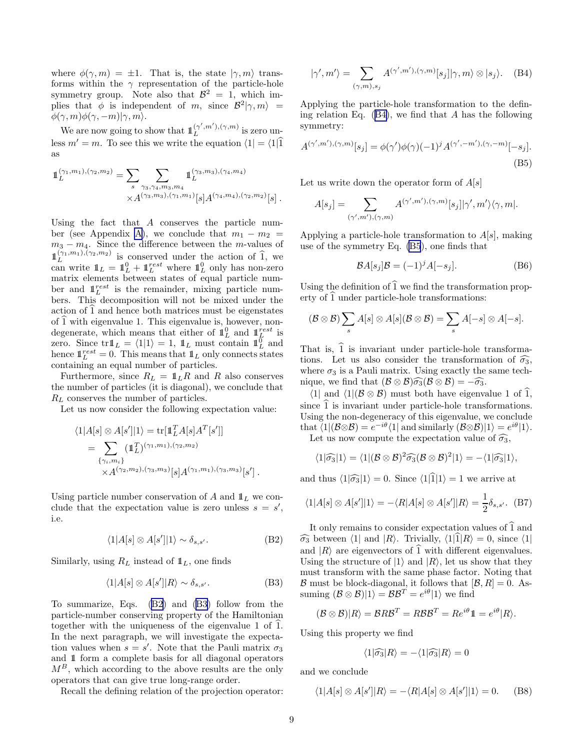where $\phi(\gamma, m) = \pm 1$. That is, the state $|\gamma, m\rangle$ transforms within the $\gamma$ representation of the particle-hole symmetry group. Note also that $\mathcal{B}^2 = 1$, which implies that $\phi$ is independent of $m$, since $\mathcal{B}^2|\gamma, m\rangle = \phi(\gamma, m)\phi(\gamma, -m)|\gamma, m\rangle$.

We are now going to show that $\mathbb{1}_L^{(\gamma', m'),(\gamma, m)}$ is zero unless $m' = m$. To see this we write the equation $\langle 1| = \langle 1|\widehat{1}$ as

$$\mathbb{1}_L^{(\gamma_1,m_1),(\gamma_2,m_2)} = \sum_s \sum_{\gamma_3,\gamma_4,m_3,m_4} \mathbb{1}_L^{(\gamma_3,m_3),(\gamma_4,m_4)} \times A^{(\gamma_3,m_3),(\gamma_1,m_1)}[s] A^{(\gamma_4,m_4),(\gamma_2,m_2)}[s] \,.$$

Using the fact that $A$ conserves the particle number (see Appendix A), we conclude that $m_1 - m_2 = m_3 - m_4$. Since the difference between the $m$-values of $\mathbb{1}_L^{(\gamma_1,m_1),(\gamma_2,m_2)}$ is conserved under the action of $\widehat{1}$, we can write $\mathbb{1}_L = \mathbb{1}_L^0 + \mathbb{1}_L^{rest}$ where $\mathbb{1}_L^0$ only has non-zero matrix elements between states of equal particle number and $\mathbb{1}_L^{rest}$ is the remainder, mixing particle numbers. This decomposition will not be mixed under the action of $\widehat{1}$ and hence both matrices must be eigenstates of $\widehat{1}$ with eigenvalue 1. This eigenvalue is, however, non-degenerate, which means that either of $\mathbb{1}_L^0$ and $\mathbb{1}_L^{rest}$ is zero. Since $\mathrm{tr}\mathbb{1}_L = \langle 1|1\rangle = 1$, $\mathbb{1}_L$ must contain $\mathbb{1}_L^0$ and hence $\mathbb{1}_L^{rest} = 0$. This means that $\mathbb{1}_L$ only connects states containing an equal number of particles.

Furthermore, since $R_L = \mathbb{1}_L R$ and $R$ also conserves the number of particles (it is diagonal), we conclude that $R_L$ conserves the number of particles.

Let us now consider the following expectation value:

$$\begin{aligned}\langle 1|A[s] \otimes A[s']|1\rangle &= \mathrm{tr}[\mathbb{1}_L^T A[s] A^T[s']] \\ &= \sum_{\{\gamma_i, m_i\}} (\mathbb{1}_L^T)^{(\gamma_1,m_1),(\gamma_2,m_2)} \\ &\quad \times A^{(\gamma_2,m_2),(\gamma_3,m_3)}[s] A^{(\gamma_1,m_1),(\gamma_3,m_3)}[s'] \,.\end{aligned}$$

Using particle number conservation of $A$ and $\mathbb{1}_L$ we conclude that the expectation value is zero unless $s = s'$, i.e.

$$\langle 1|A[s] \otimes A[s']|1\rangle \sim \delta_{s,s'}. \tag{B2}$$

Similarly, using $R_L$ instead of $\mathbb{1}_L$, one finds

$$\langle 1|A[s] \otimes A[s']|R\rangle \sim \delta_{s,s'}. \tag{B3}$$

To summarize, Eqs. (B2) and (B3) follow from the particle-number conserving property of the Hamiltonian together with the uniqueness of the eigenvalue 1 of $\widehat{1}$. In the next paragraph, we will investigate the expectation values when $s = s'$. Note that the Pauli matrix $\sigma_3$ and $\mathbb{1}$ form a complete basis for all diagonal operators $M^B$, which according to the above results are the only operators that can give true long-range order.

Recall the defining relation of the projection operator:

$$|\gamma', m'\rangle = \sum_{(\gamma,m),s_j} A^{(\gamma',m'),(\gamma,m)}[s_j]|\gamma, m\rangle \otimes |s_j\rangle. \tag{B4}$$

Applying the particle-hole transformation to the defining relation Eq. (B4), we find that $A$ has the following symmetry:

$$A^{(\gamma',m'),(\gamma,m)}[s_j] = \phi(\gamma')\phi(\gamma)(-1)^j A^{(\gamma',-m'),(\gamma,-m)}[-s_j]. \tag{B5}$$

Let us write down the operator form of $A[s]$

$$A[s_j] = \sum_{(\gamma',m'),(\gamma,m)} A^{(\gamma',m'),(\gamma,m)}[s_j]|\gamma', m'\rangle\langle\gamma, m|.$$

Applying a particle-hole transformation to $A[s]$, making use of the symmetry Eq. (B5), one finds that

$$\mathcal{B}A[s_j]\mathcal{B} = (-1)^j A[-s_j]. \tag{B6}$$

Using the definition of $\widehat{1}$ we find the transformation property of $\widehat{1}$ under particle-hole transformations:

$$(\mathcal{B} \otimes \mathcal{B}) \sum_s A[s] \otimes A[s] (\mathcal{B} \otimes \mathcal{B}) = \sum_s A[-s] \otimes A[-s].$$

That is, $\widehat{1}$ is invariant under particle-hole transformations. Let us also consider the transformation of $\widehat{\sigma_3}$, where $\sigma_3$ is a Pauli matrix. Using exactly the same technique, we find that $(\mathcal{B} \otimes \mathcal{B})\widehat{\sigma_3}(\mathcal{B} \otimes \mathcal{B}) = -\widehat{\sigma_3}$.

$\langle 1|$ and $\langle 1|(\mathcal{B} \otimes \mathcal{B})$ must both have eigenvalue 1 of $\widehat{1}$, since $\widehat{1}$ is invariant under particle-hole transformations. Using the non-degeneracy of this eigenvalue, we conclude that $\langle 1|(\mathcal{B}\otimes\mathcal{B}) = e^{-i\theta}\langle 1|$ and similarly $(\mathcal{B}\otimes\mathcal{B})|1\rangle = e^{i\theta}|1\rangle$.

Let us now compute the expectation value of $\widehat{\sigma_3}$,

$$\langle 1|\widehat{\sigma_3}|1\rangle = \langle 1|(\mathcal{B} \otimes \mathcal{B})^2 \widehat{\sigma_3}(\mathcal{B} \otimes \mathcal{B})^2|1\rangle = -\langle 1|\widehat{\sigma_3}|1\rangle,$$

and thus $\langle 1|\widehat{\sigma_3}|1\rangle = 0$. Since $\langle 1|\widehat{1}|1\rangle = 1$ we arrive at

$$\langle 1|A[s] \otimes A[s']|1\rangle = -\langle R|A[s] \otimes A[s']|R\rangle = \frac{1}{2}\delta_{s,s'}. \tag{B7}$$

It only remains to consider expectation values of $\widehat{1}$ and $\widehat{\sigma_3}$ between $\langle 1|$ and $|R\rangle$. Trivially, $\langle 1|\widehat{1}|R\rangle = 0$, since $\langle 1|$ and $|R\rangle$ are eigenvectors of $\widehat{1}$ with different eigenvalues. Using the structure of $|1\rangle$ and $|R\rangle$, let us show that they must transform with the same phase factor. Noting that $\mathcal{B}$ must be block-diagonal, it follows that $[\mathcal{B}, R] = 0$. Assuming $(\mathcal{B} \otimes \mathcal{B})|1\rangle = \mathcal{B}\mathcal{B}^T = e^{i\theta}|1\rangle$ we find

$$(\mathcal{B} \otimes \mathcal{B})|R\rangle = \mathcal{B}R\mathcal{B}^T = R\mathcal{B}\mathcal{B}^T = Re^{i\theta}\mathbb{1} = e^{i\theta}|R\rangle.$$

Using this property we find

$$\langle 1|\widehat{\sigma_3}|R\rangle = -\langle 1|\widehat{\sigma_3}|R\rangle = 0$$

and we conclude

$$\langle 1|A[s] \otimes A[s']|R\rangle = -\langle R|A[s] \otimes A[s']|1\rangle = 0. \tag{B8}$$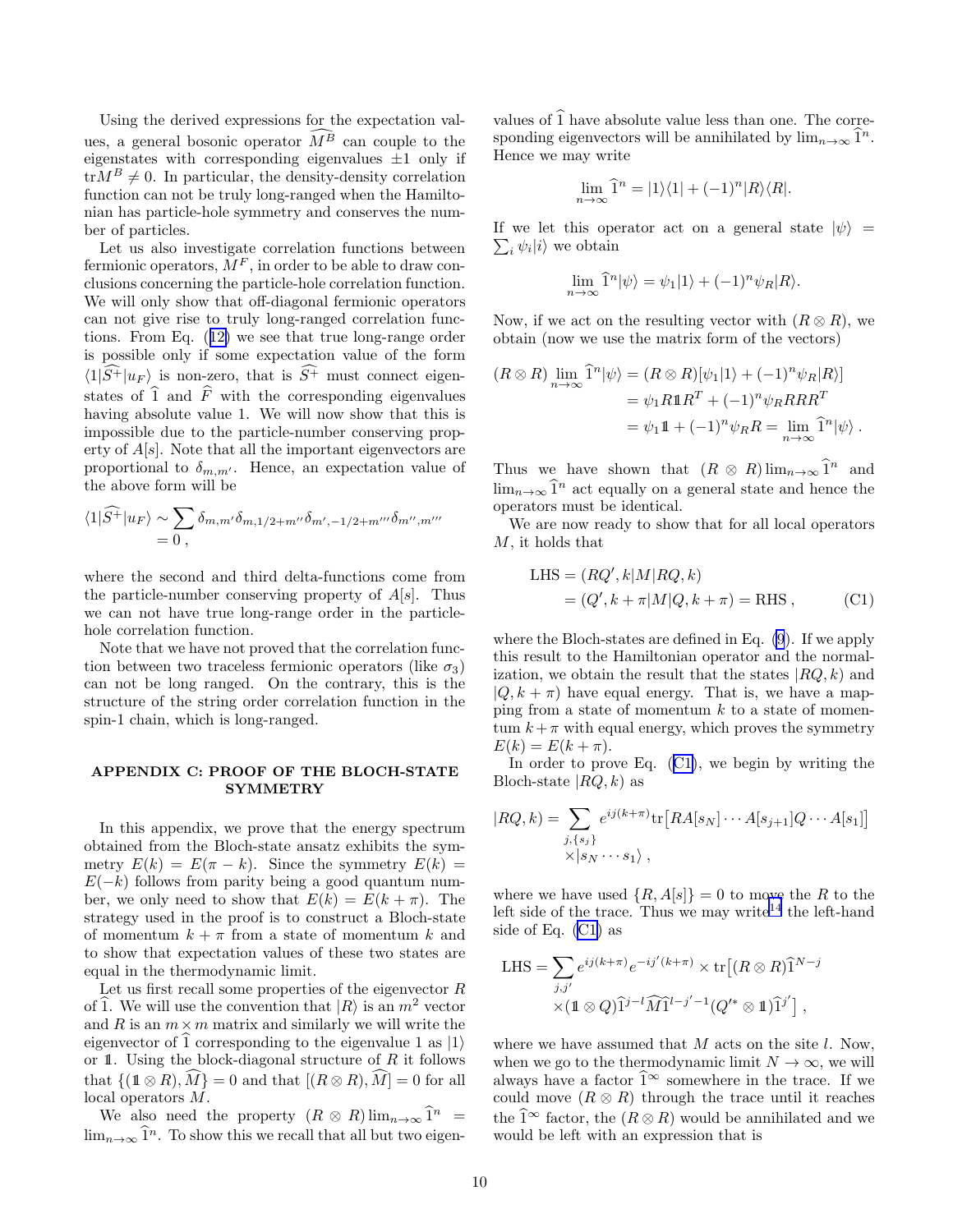Using the derived expressions for the expectation values, a general bosonic operator $\widehat{M^B}$ can couple to the eigenstates with corresponding eigenvalues $\pm 1$ only if $\mathrm{tr} M^B \neq 0$. In particular, the density-density correlation function can not be truly long-ranged when the Hamiltonian has particle-hole symmetry and conserves the number of particles.

Let us also investigate correlation functions between fermionic operators, $M^F$, in order to be able to draw conclusions concerning the particle-hole correlation function. We will only show that off-diagonal fermionic operators can not give rise to truly long-ranged correlation functions. From Eq. (12) we see that true long-range order is possible only if some expectation value of the form $\langle 1|\widehat{S^+}|u_F\rangle$ is non-zero, that is $\widehat{S^+}$ must connect eigenstates of $\widehat{1}$ and $\widehat{F}$ with the corresponding eigenvalues having absolute value 1. We will now show that this is impossible due to the particle-number conserving property of $A[s]$. Note that all the important eigenvectors are proportional to $\delta_{m,m'}$. Hence, an expectation value of the above form will be

$$
\begin{aligned}
\langle 1|\widehat{S^+}|u_F\rangle &\sim \sum \delta_{m,m'}\delta_{m,1/2+m''}\delta_{m',-1/2+m'''}\delta_{m'',m'''} \\
&= 0\,,
\end{aligned}
$$

where the second and third delta-functions come from the particle-number conserving property of $A[s]$. Thus we can not have true long-range order in the particle-hole correlation function.

Note that we have not proved that the correlation function between two traceless fermionic operators (like $\sigma_3$) can not be long ranged. On the contrary, this is the structure of the string order correlation function in the spin-1 chain, which is long-ranged.

## APPENDIX C: PROOF OF THE BLOCH-STATE SYMMETRY

In this appendix, we prove that the energy spectrum obtained from the Bloch-state ansatz exhibits the symmetry $E(k) = E(\pi - k)$. Since the symmetry $E(k) = E(-k)$ follows from parity being a good quantum number, we only need to show that $E(k) = E(k+\pi)$. The strategy used in the proof is to construct a Bloch-state of momentum $k+\pi$ from a state of momentum $k$ and to show that expectation values of these two states are equal in the thermodynamic limit.

Let us first recall some properties of the eigenvector $R$ of $\widehat{1}$. We will use the convention that $|R\rangle$ is an $m^2$ vector and $R$ is an $m\times m$ matrix and similarly we will write the eigenvector of $\widehat{1}$ corresponding to the eigenvalue 1 as $|1\rangle$ or $\mathbb{1}$. Using the block-diagonal structure of $R$ it follows that $\{(\mathbb{1}\otimes R), \widehat{M}\} = 0$ and that $[(R\otimes R), \widehat{M}] = 0$ for all local operators $M$.

We also need the property $(R\otimes R)\lim_{n\to\infty}\widehat{1}^n = \lim_{n\to\infty}\widehat{1}^n$. To show this we recall that all but two eigenvalues of $\widehat{1}$ have absolute value less than one. The corresponding eigenvectors will be annihilated by $\lim_{n\to\infty}\widehat{1}^n$. Hence we may write

$$
\lim_{n\to\infty}\widehat{1}^n = |1\rangle\langle 1| + (-1)^n|R\rangle\langle R|.
$$

If we let this operator act on a general state $|\psi\rangle = \sum_i \psi_i|i\rangle$ we obtain

$$
\lim_{n\to\infty}\widehat{1}^n|\psi\rangle = \psi_1|1\rangle + (-1)^n\psi_R|R\rangle.
$$

Now, if we act on the resulting vector with $(R\otimes R)$, we obtain (now we use the matrix form of the vectors)

$$
\begin{aligned}
(R\otimes R)\lim_{n\to\infty}\widehat{1}^n|\psi\rangle &= (R\otimes R)[\psi_1|1\rangle + (-1)^n\psi_R|R\rangle] \\
&= \psi_1 R\mathbb{1}R^T + (-1)^n\psi_R RRR^T \\
&= \psi_1\mathbb{1} + (-1)^n\psi_R R = \lim_{n\to\infty}\widehat{1}^n|\psi\rangle\,.
\end{aligned}
$$

Thus we have shown that $(R\otimes R)\lim_{n\to\infty}\widehat{1}^n$ and $\lim_{n\to\infty}\widehat{1}^n$ act equally on a general state and hence the operators must be identical.

We are now ready to show that for all local operators $M$, it holds that

$$
\begin{aligned}
\mathrm{LHS} &= (RQ', k|M|RQ, k) \\
&= (Q', k+\pi|M|Q, k+\pi) = \mathrm{RHS}\,, \qquad \text{(C1)}
\end{aligned}
$$

where the Bloch-states are defined in Eq. (9). If we apply this result to the Hamiltonian operator and the normalization, we obtain the result that the states $|RQ, k)$ and $|Q, k+\pi)$ have equal energy. That is, we have a mapping from a state of momentum $k$ to a state of momentum $k+\pi$ with equal energy, which proves the symmetry $E(k) = E(k+\pi)$.

In order to prove Eq. (C1), we begin by writing the Bloch-state $|RQ, k)$ as

$$
\begin{aligned}
|RQ, k) = \sum_{j,\{s_j\}} & e^{ij(k+\pi)}\mathrm{tr}\big[RA[s_N]\cdots A[s_{j+1}]Q\cdots A[s_1]\big] \\
&\times|s_N\cdots s_1\rangle\,,
\end{aligned}
$$

where we have used $\{R, A[s]\} = 0$ to move the $R$ to the left side of the trace. Thus we may write[14] the left-hand side of Eq. (C1) as

$$
\begin{aligned}
\mathrm{LHS} = \sum_{j,j'} & e^{ij(k+\pi)}e^{-ij'(k+\pi)} \times \mathrm{tr}\big[(R\otimes R)\widehat{1}^{N-j} \\
&\times(\mathbb{1}\otimes Q)\widehat{1}^{j-l}\widehat{M}\widehat{1}^{l-j'-1}(Q'^{*}\otimes\mathbb{1})\widehat{1}^{j'}\big]\,,
\end{aligned}
$$

where we have assumed that $M$ acts on the site $l$. Now, when we go to the thermodynamic limit $N\to\infty$, we will always have a factor $\widehat{1}^{\infty}$ somewhere in the trace. If we could move $(R\otimes R)$ through the trace until it reaches the $\widehat{1}^{\infty}$ factor, the $(R\otimes R)$ would be annihilated and we would be left with an expression that is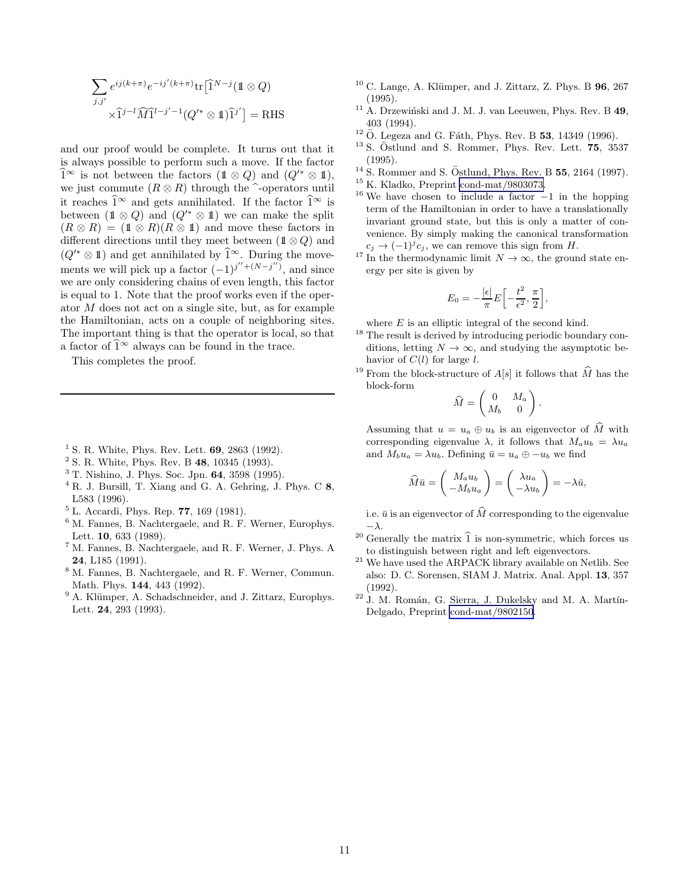$$
\sum_{j,j'} e^{ij(k+\pi)} e^{-ij'(k+\pi)} \mathrm{tr}\big[\widehat{1}^{N-j}(\mathbb{1}\otimes Q) \\
\times \widehat{1}^{j-l}\widehat{M}\widehat{1}^{l-j'-1}(Q'^{*}\otimes \mathbb{1})\widehat{1}^{j'}\big] = \mathrm{RHS}
$$

and our proof would be complete. It turns out that it is always possible to perform such a move. If the factor $\widehat{1}^{\infty}$ is not between the factors $(\mathbb{1}\otimes Q)$ and $(Q'^{*}\otimes \mathbb{1})$, we just commute $(R\otimes R)$ through the $\widehat{\ }$-operators until it reaches $\widehat{1}^{\infty}$ and gets annihilated. If the factor $\widehat{1}^{\infty}$ is between $(\mathbb{1}\otimes Q)$ and $(Q'^{*}\otimes \mathbb{1})$ we can make the split $(R\otimes R) = (\mathbb{1}\otimes R)(R\otimes \mathbb{1})$ and move these factors in different directions until they meet between $(\mathbb{1}\otimes Q)$ and $(Q'^{*}\otimes \mathbb{1})$ and get annihilated by $\widehat{1}^{\infty}$. During the movements we will pick up a factor $(-1)^{j''+(N-j'')}$, and since we are only considering chains of even length, this factor is equal to 1. Note that the proof works even if the operator $M$ does not act on a single site, but, as for example the Hamiltonian, acts on a couple of neighboring sites. The important thing is that the operator is local, so that a factor of $\widehat{1}^{\infty}$ always can be found in the trace.

This completes the proof.

---

[1] S. R. White, Phys. Rev. Lett. **69**, 2863 (1992).
[2] S. R. White, Phys. Rev. B **48**, 10345 (1993).
[3] T. Nishino, J. Phys. Soc. Jpn. **64**, 3598 (1995).
[4] R. J. Bursill, T. Xiang and G. A. Gehring, J. Phys. C **8**, L583 (1996).
[5] L. Accardi, Phys. Rep. **77**, 169 (1981).
[6] M. Fannes, B. Nachtergaele, and R. F. Werner, Europhys. Lett. **10**, 633 (1989).
[7] M. Fannes, B. Nachtergaele, and R. F. Werner, J. Phys. A **24**, L185 (1991).
[8] M. Fannes, B. Nachtergaele, and R. F. Werner, Commun. Math. Phys. **144**, 443 (1992).
[9] A. Klümper, A. Schadschneider, and J. Zittarz, Europhys. Lett. **24**, 293 (1993).
[10] C. Lange, A. Klümper, and J. Zittarz, Z. Phys. B **96**, 267 (1995).
[11] A. Drzewiński and J. M. J. van Leeuwen, Phys. Rev. B **49**, 403 (1994).
[12] Ö. Legeza and G. Fáth, Phys. Rev. B **53**, 14349 (1996).
[13] S. Östlund and S. Rommer, Phys. Rev. Lett. **75**, 3537 (1995).
[14] S. Rommer and S. Östlund, Phys. Rev. B **55**, 2164 (1997).
[15] K. Kladko, Preprint cond-mat/9803073.
[16] We have chosen to include a factor $-1$ in the hopping term of the Hamiltonian in order to have a translationally invariant ground state, but this is only a matter of convenience. By simply making the canonical transformation $c_j \to (-1)^j c_j$, we can remove this sign from $H$.
[17] In the thermodynamic limit $N\to\infty$, the ground state energy per site is given by

$$
E_0 = -\frac{|\epsilon|}{\pi} E\Big[-\frac{t^2}{\epsilon^2}, \frac{\pi}{2}\Big],
$$

where $E$ is an elliptic integral of the second kind.
[18] The result is derived by introducing periodic boundary conditions, letting $N\to\infty$, and studying the asymptotic behavior of $C(l)$ for large $l$.
[19] From the block-structure of $A[s]$ it follows that $\widehat{M}$ has the block-form

$$
\widehat{M} = \begin{pmatrix} 0 & M_a \\ M_b & 0 \end{pmatrix}.
$$

Assuming that $u = u_a \oplus u_b$ is an eigenvector of $\widehat{M}$ with corresponding eigenvalue $\lambda$, it follows that $M_a u_b = \lambda u_a$ and $M_b u_a = \lambda u_b$. Defining $\bar{u} = u_a \oplus -u_b$ we find

$$
\widehat{M}\bar{u} = \begin{pmatrix} M_a u_b \\ -M_b u_a \end{pmatrix} = \begin{pmatrix} \lambda u_a \\ -\lambda u_b \end{pmatrix} = -\lambda \bar{u},
$$

i.e. $\bar{u}$ is an eigenvector of $\widehat{M}$ corresponding to the eigenvalue $-\lambda$.
[20] Generally the matrix $\widehat{1}$ is non-symmetric, which forces us to distinguish between right and left eigenvectors.
[21] We have used the ARPACK library available on Netlib. See also: D. C. Sorensen, SIAM J. Matrix. Anal. Appl. **13**, 357 (1992).
[22] J. M. Román, G. Sierra, J. Dukelsky and M. A. Martín-Delgado, Preprint cond-mat/9802150.